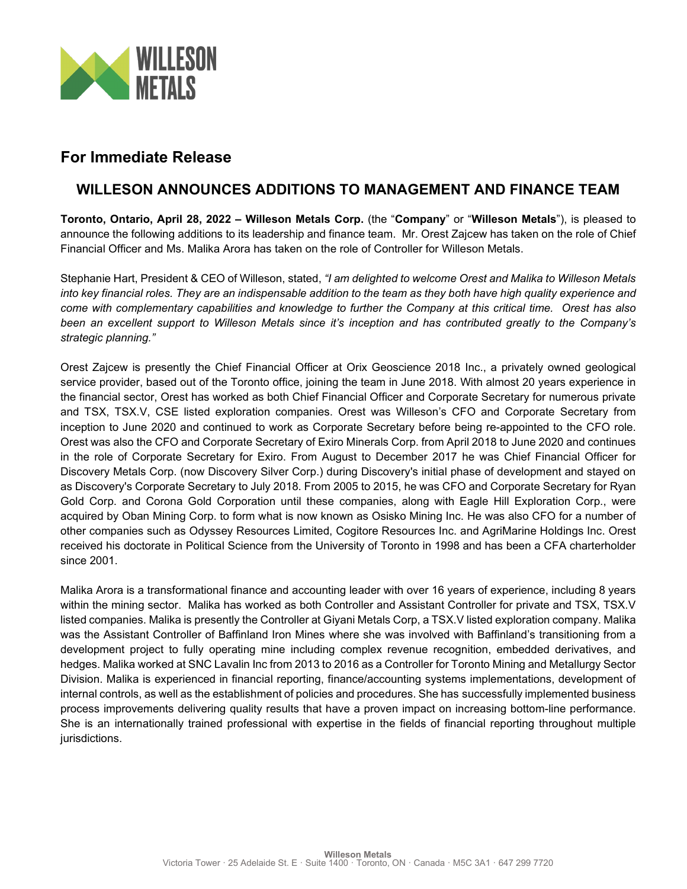## For Immediate Release

### WILLESON ANNOUNCES ADDITIONS TO MANAGEMENT AND FINANCE TEAM

**Toronto, Ontario, April 28, 2022 – Willeson Metals Corp.** (the "**Company**" or "**Willeson Metals**"), is pleased to announce the following additions to its leadership and finance team. Mr. Orest Zajcew has taken on the role of Chief Financial Officer and Ms. Malika Arora has taken on the role of Controller for Willeson Metals.

Stephanie Hart, President & CEO of Willeson, stated, *"I am delighted to welcome Orest and Malika to Willeson Metals into key financial roles. They are an indispensable addition to the team as they both have high quality experience and come with complementary capabilities and knowledge to further the Company at this critical time. Orest has also been an excellent support to Willeson Metals since it's inception and has contributed greatly to the Company's strategic planning."*

Orest Zajcew is presently the Chief Financial Officer at Orix Geoscience 2018 Inc., a privately owned geological service provider, based out of the Toronto office, joining the team in June 2018. With almost 20 years experience in the financial sector, Orest has worked as both Chief Financial Officer and Corporate Secretary for numerous private and TSX, TSX.V, CSE listed exploration companies. Orest was Willeson's CFO and Corporate Secretary from inception to June 2020 and continued to work as Corporate Secretary before being re-appointed to the CFO role. Orest was also the CFO and Corporate Secretary of Exiro Minerals Corp. from April 2018 to June 2020 and continues in the role of Corporate Secretary for Exiro. From August to December 2017 he was Chief Financial Officer for Discovery Metals Corp. (now Discovery Silver Corp.) during Discovery's initial phase of development and stayed on as Discovery's Corporate Secretary to July 2018. From 2005 to 2015, he was CFO and Corporate Secretary for Ryan Gold Corp. and Corona Gold Corporation until these companies, along with Eagle Hill Exploration Corp., were acquired by Oban Mining Corp. to form what is now known as Osisko Mining Inc. He was also CFO for a number of other companies such as Odyssey Resources Limited, Cogitore Resources Inc. and AgriMarine Holdings Inc. Orest received his doctorate in Political Science from the University of Toronto in 1998 and has been a CFA charterholder since 2001.

Malika Arora is a transformational finance and accounting leader with over 16 years of experience, including 8 years within the mining sector. Malika has worked as both Controller and Assistant Controller for private and TSX, TSX.V listed companies. Malika is presently the Controller at Giyani Metals Corp, a TSX.V listed exploration company. Malika was the Assistant Controller of Baffinland Iron Mines where she was involved with Baffinland's transitioning from a development project to fully operating mine including complex revenue recognition, embedded derivatives, and hedges. Malika worked at SNC Lavalin Inc from 2013 to 2016 as a Controller for Toronto Mining and Metallurgy Sector Division. Malika is experienced in financial reporting, finance/accounting systems implementations, development of internal controls, as well as the establishment of policies and procedures. She has successfully implemented business process improvements delivering quality results that have a proven impact on increasing bottom-line performance. She is an internationally trained professional with expertise in the fields of financial reporting throughout multiple jurisdictions.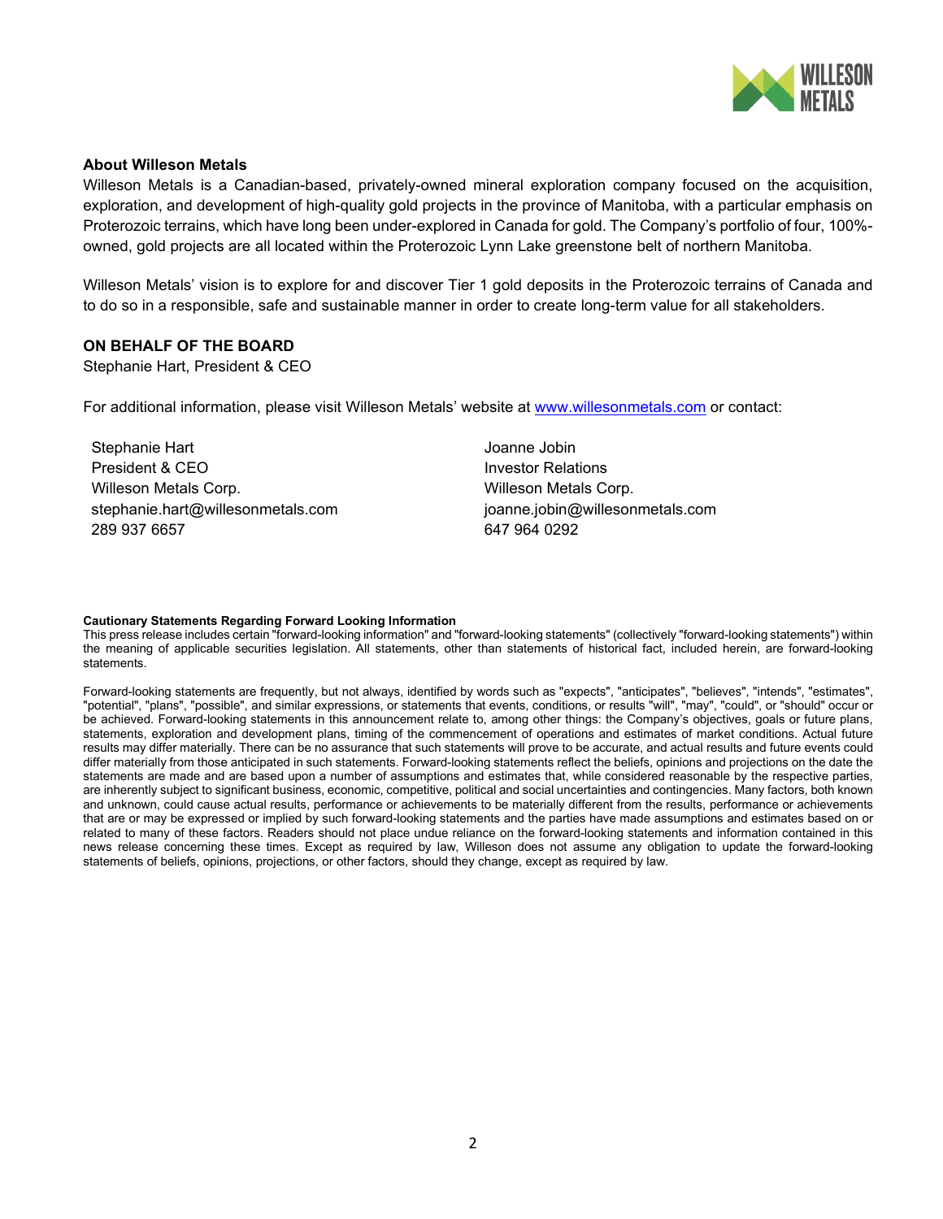**About Willeson Metals**

Willeson Metals is a Canadian-based, privately-owned mineral exploration company focused on the acquisition, exploration, and development of high-quality gold projects in the province of Manitoba, with a particular emphasis on Proterozoic terrains, which have long been under-explored in Canada for gold. The Company's portfolio of four, 100%-owned, gold projects are all located within the Proterozoic Lynn Lake greenstone belt of northern Manitoba.

Willeson Metals' vision is to explore for and discover Tier 1 gold deposits in the Proterozoic terrains of Canada and to do so in a responsible, safe and sustainable manner in order to create long-term value for all stakeholders.

**ON BEHALF OF THE BOARD**

Stephanie Hart, President & CEO

For additional information, please visit Willeson Metals' website at www.willesonmetals.com or contact:

Stephanie Hart
President & CEO
Willeson Metals Corp.
stephanie.hart@willesonmetals.com
289 937 6657

Joanne Jobin
Investor Relations
Willeson Metals Corp.
joanne.jobin@willesonmetals.com
647 964 0292

**Cautionary Statements Regarding Forward Looking Information**

This press release includes certain "forward-looking information" and "forward-looking statements" (collectively "forward-looking statements") within the meaning of applicable securities legislation. All statements, other than statements of historical fact, included herein, are forward-looking statements.

Forward-looking statements are frequently, but not always, identified by words such as "expects", "anticipates", "believes", "intends", "estimates", "potential", "plans", "possible", and similar expressions, or statements that events, conditions, or results "will", "may", "could", or "should" occur or be achieved. Forward-looking statements in this announcement relate to, among other things: the Company's objectives, goals or future plans, statements, exploration and development plans, timing of the commencement of operations and estimates of market conditions. Actual future results may differ materially. There can be no assurance that such statements will prove to be accurate, and actual results and future events could differ materially from those anticipated in such statements. Forward-looking statements reflect the beliefs, opinions and projections on the date the statements are made and are based upon a number of assumptions and estimates that, while considered reasonable by the respective parties, are inherently subject to significant business, economic, competitive, political and social uncertainties and contingencies. Many factors, both known and unknown, could cause actual results, performance or achievements to be materially different from the results, performance or achievements that are or may be expressed or implied by such forward-looking statements and the parties have made assumptions and estimates based on or related to many of these factors. Readers should not place undue reliance on the forward-looking statements and information contained in this news release concerning these times. Except as required by law, Willeson does not assume any obligation to update the forward-looking statements of beliefs, opinions, projections, or other factors, should they change, except as required by law.